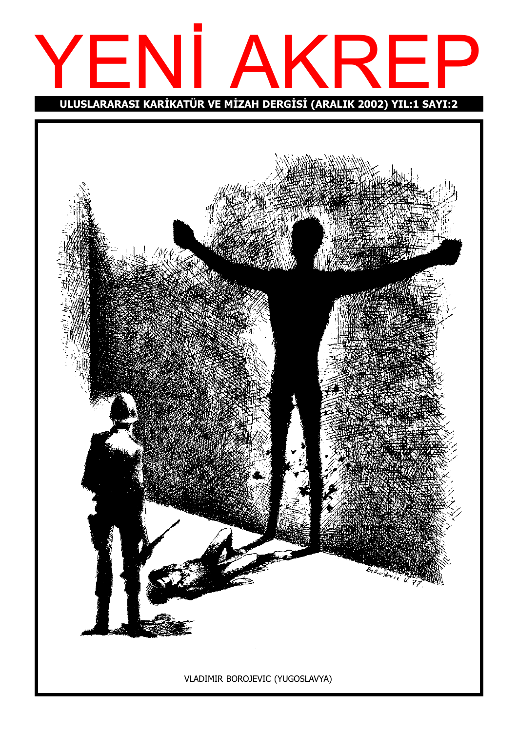# YENİ AKREP

**ULUSLARARASI KARİKATÜR VE MİZAH DERGİSİ (ARALIK 2002) YIL:1 SAYI:2**

VLADIMIR BOROJEVIC (YUGOSLAVYA)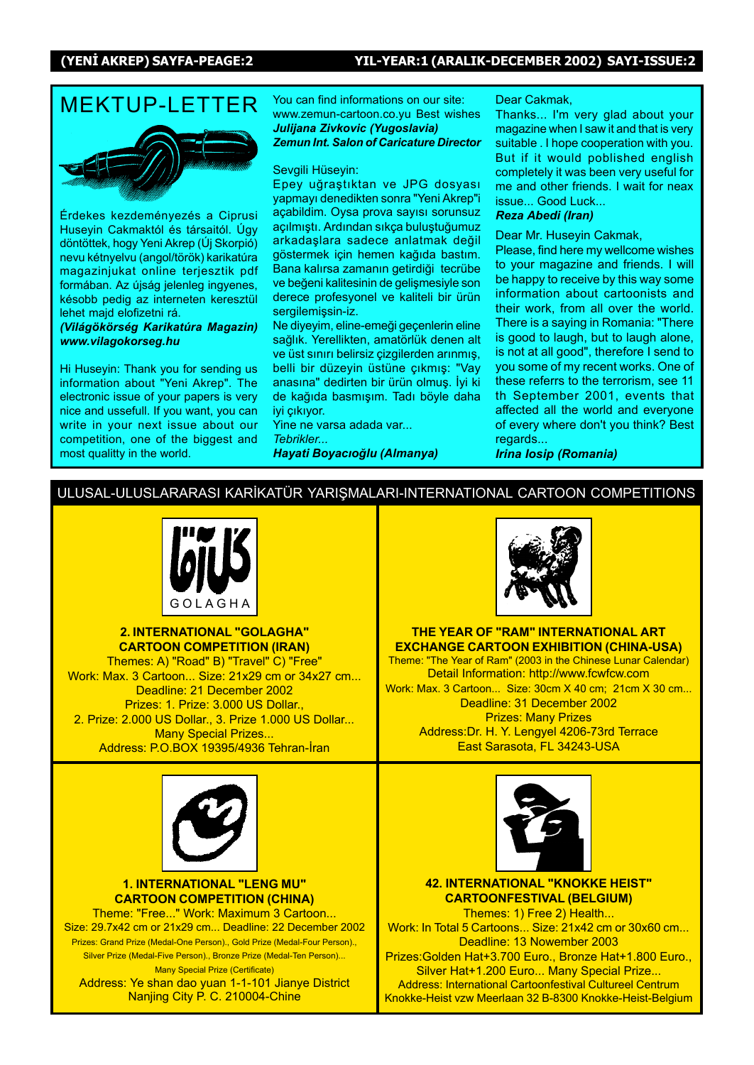# MEKTUP-LETTER

Érdekes kezdeményezés a Ciprusi Huseyin Cakmaktól és társaitól. Úgy döntöttek, hogy Yeni Akrep (Új Skorpió) nevu kétnyelvu (angol/török) karikatúra magazinjukat online terjesztik pdf formában. Az újság jelenleg ingyenes, késobb pedig az interneten keresztül lehet majd elofizetni rá.

***(Világökörség Karikatúra Magazin) www.vilagokorseg.hu***

Hi Huseyin: Thank you for sending us information about "Yeni Akrep". The electronic issue of your papers is very nice and usefull. If you want, you can write in your next issue about our competition, one of the biggest and most qualitty in the world.

You can find informations on our site: www.zemun-cartoon.co.yu Best wishes

***Julijana Zivkovic (Yugoslavia)***
***Zemun Int. Salon of Caricature Director***

Sevgili Hüseyin:
Epey uğraştıktan ve JPG dosyası yapmayı denedikten sonra "Yeni Akrep"i açabildim. Oysa prova sayısı sorunsuz açılmıştı. Ardından sıkça buluştuğumuz arkadaşlara sadece anlatmak değil göstermek için hemen kağıda bastım. Bana kalırsa zamanın getirdiği tecrübe ve beğeni kalitesinin de gelişmesiyle son derece profesyonel ve kaliteli bir ürün sergilemişsin-iz.
Ne diyeyim, eline-emeği geçenlerin eline sağlık. Yerellikten, amatörlük denen alt ve üst sınırı belirsiz çizgilerden arınmış, belli bir düzeyin üstüne çıkmış: "Vay anasına" dedirten bir ürün olmuş. İyi ki de kağıda basmışım. Tadı böyle daha iyi çıkıyor.
Yine ne varsa adada var...
*Tebrikler...*
***Hayati Boyacıoğlu (Almanya)***

Dear Cakmak,
Thanks... I'm very glad about your magazine when I saw it and that is very suitable . I hope cooperation with you. But if it would poblished english completely it was been very useful for me and other friends. I wait for neax issue... Good Luck...
***Reza Abedi (Iran)***

Dear Mr. Huseyin Cakmak,
Please, find here my wellcome wishes to your magazine and friends. I will be happy to receive by this way some information about cartoonists and their work, from all over the world. There is a saying in Romania: "There is good to laugh, but to laugh alone, is not at all good", therefore I send to you some of my recent works. One of these referrs to the terrorism, see 11 th September 2001, events that affected all the world and everyone of every where don't you think? Best regards...
***Irina Iosip (Romania)***

## ULUSAL-ULUSLARARASI KARİKATÜR YARIŞMALARI-INTERNATIONAL CARTOON COMPETITIONS

GOLAGHA

**2. INTERNATIONAL "GOLAGHA" CARTOON COMPETITION (IRAN)**
Themes: A) "Road" B) "Travel" C) "Free"
Work: Max. 3 Cartoon... Size: 21x29 cm or 34x27 cm...
Deadline: 21 December 2002
Prizes: 1. Prize: 3.000 US Dollar.,
2. Prize: 2.000 US Dollar., 3. Prize 1.000 US Dollar...
Many Special Prizes...
Address: P.O.BOX 19395/4936 Tehran-İran

**THE YEAR OF "RAM" INTERNATIONAL ART EXCHANGE CARTOON EXHIBITION (CHINA-USA)**
Theme: "The Year of Ram" (2003 in the Chinese Lunar Calendar)
Detail Information: http://www.fcwfcw.com
Work: Max. 3 Cartoon... Size: 30cm X 40 cm; 21cm X 30 cm...
Deadline: 31 December 2002
Prizes: Many Prizes
Address:Dr. H. Y. Lengyel 4206-73rd Terrace
East Sarasota, FL 34243-USA

**1. INTERNATIONAL "LENG MU" CARTOON COMPETITION (CHINA)**
Theme: "Free..." Work: Maximum 3 Cartoon...
Size: 29.7x42 cm or 21x29 cm... Deadline: 22 December 2002
Prizes: Grand Prize (Medal-One Person)., Gold Prize (Medal-Four Person).,
Silver Prize (Medal-Five Person)., Bronze Prize (Medal-Ten Person)...
Many Special Prize (Certificate)
Address: Ye shan dao yuan 1-1-101 Jianye District
Nanjing City P. C. 210004-Chine

**42. INTERNATIONAL "KNOKKE HEIST" CARTOONFESTIVAL (BELGIUM)**
Themes: 1) Free 2) Health...
Work: In Total 5 Cartoons... Size: 21x42 cm or 30x60 cm...
Deadline: 13 Nowember 2003
Prizes:Golden Hat+3.700 Euro., Bronze Hat+1.800 Euro.,
Silver Hat+1.200 Euro... Many Special Prize...
Address: International Cartoonfestival Cultureel Centrum
Knokke-Heist vzw Meerlaan 32 B-8300 Knokke-Heist-Belgium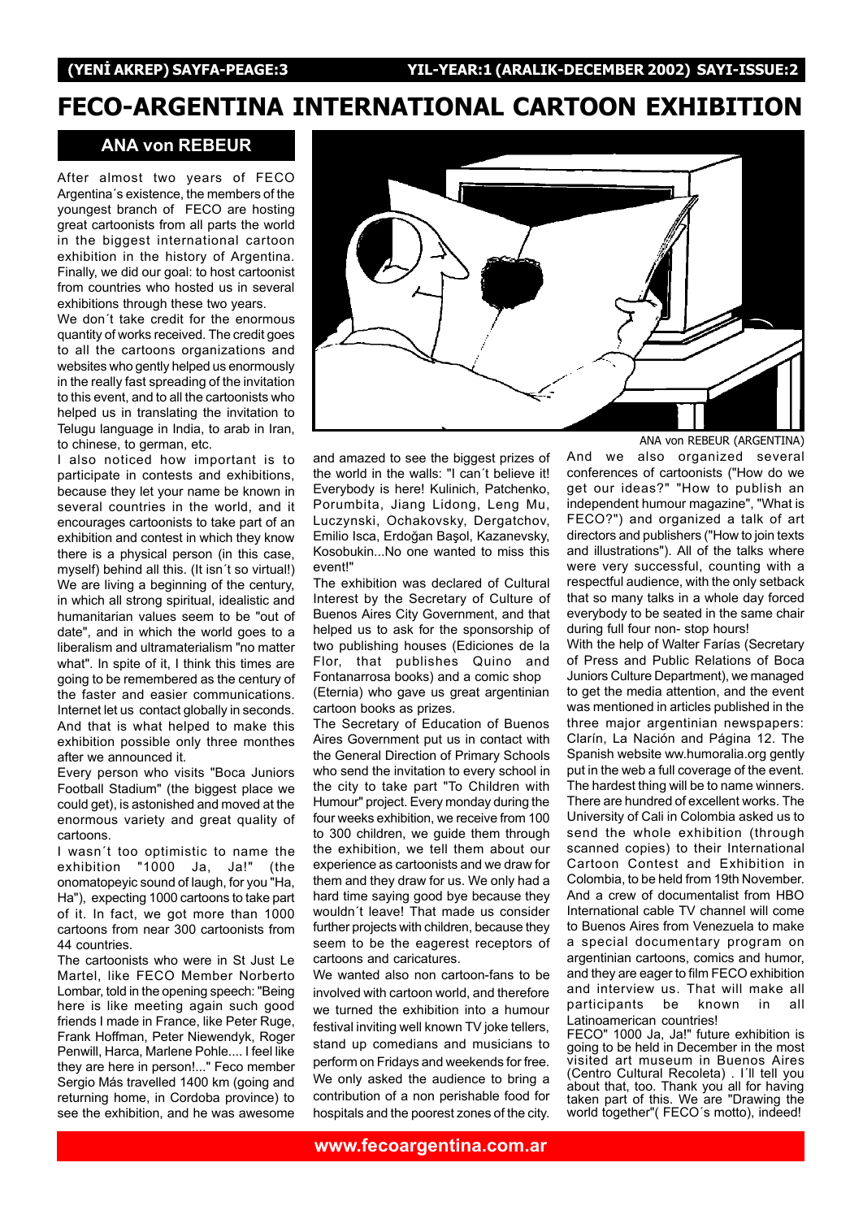# FECO-ARGENTINA INTERNATIONAL CARTOON EXHIBITION

## ANA von REBEUR

After almost two years of FECO Argentina´s existence, the members of the youngest branch of FECO are hosting great cartoonists from all parts the world in the biggest international cartoon exhibition in the history of Argentina. Finally, we did our goal: to host cartoonist from countries who hosted us in several exhibitions through these two years.

We don´t take credit for the enormous quantity of works received. The credit goes to all the cartoons organizations and websites who gently helped us enormously in the really fast spreading of the invitation to this event, and to all the cartoonists who helped us in translating the invitation to Telugu language in India, to arab in Iran, to chinese, to german, etc.

I also noticed how important is to participate in contests and exhibitions, because they let your name be known in several countries in the world, and it encourages cartoonists to take part of an exhibition and contest in which they know there is a physical person (in this case, myself) behind all this. (It isn´t so virtual!) We are living a beginning of the century, in which all strong spiritual, idealistic and humanitarian values seem to be "out of date", and in which the world goes to a liberalism and ultramaterialism "no matter what". In spite of it, I think this times are going to be remembered as the century of the faster and easier communications. Internet let us contact globally in seconds. And that is what helped to make this exhibition possible only three monthes after we announced it.

Every person who visits "Boca Juniors Football Stadium" (the biggest place we could get), is astonished and moved at the enormous variety and great quality of cartoons.

I wasn´t too optimistic to name the exhibition "1000 Ja, Ja!" (the onomatopeyic sound of laugh, for you "Ha, Ha"), expecting 1000 cartoons to take part of it. In fact, we got more than 1000 cartoons from near 300 cartoonists from 44 countries.

The cartoonists who were in St Just Le Martel, like FECO Member Norberto Lombar, told in the opening speech: "Being here is like meeting again such good friends I made in France, like Peter Ruge, Frank Hoffman, Peter Niewendyk, Roger Penwill, Harca, Marlene Pohle.... I feel like they are here in person!..." Feco member Sergio Más travelled 1400 km (going and returning home, in Cordoba province) to see the exhibition, and he was awesome and amazed to see the biggest prizes of the world in the walls: "I can´t believe it! Everybody is here! Kulinich, Patchenko, Porumbita, Jiang Lidong, Leng Mu, Luczynski, Ochakovsky, Dergatchov, Emilio Isca, Erdoğan Başol, Kazanevsky, Kosobukin...No one wanted to miss this event!"

The exhibition was declared of Cultural Interest by the Secretary of Culture of Buenos Aires City Government, and that helped us to ask for the sponsorship of two publishing houses (Ediciones de la Flor, that publishes Quino and Fontanarrosa books) and a comic shop (Eternia) who gave us great argentinian cartoon books as prizes.

The Secretary of Education of Buenos Aires Government put us in contact with the General Direction of Primary Schools who send the invitation to every school in the city to take part "To Children with Humour" project. Every monday during the four weeks exhibition, we receive from 100 to 300 children, we guide them through the exhibition, we tell them about our experience as cartoonists and we draw for them and they draw for us. We only had a hard time saying good bye because they wouldn´t leave! That made us consider further projects with children, because they seem to be the eagerest receptors of cartoons and caricatures.

We wanted also non cartoon-fans to be involved with cartoon world, and therefore we turned the exhibition into a humour festival inviting well known TV joke tellers, stand up comedians and musicians to perform on Fridays and weekends for free. We only asked the audience to bring a contribution of a non perishable food for hospitals and the poorest zones of the city.

ANA von REBEUR (ARGENTINA)

And we also organized several conferences of cartoonists ("How do we get our ideas?" "How to publish an independent humour magazine", "What is FECO?") and organized a talk of art directors and publishers ("How to join texts and illustrations"). All of the talks where were very successful, counting with a respectful audience, with the only setback that so many talks in a whole day forced everybody to be seated in the same chair during full four non- stop hours!

With the help of Walter Farías (Secretary of Press and Public Relations of Boca Juniors Culture Department), we managed to get the media attention, and the event was mentioned in articles published in the three major argentinian newspapers: Clarín, La Nación and Página 12. The Spanish website ww.humoralia.org gently put in the web a full coverage of the event. The hardest thing will be to name winners. There are hundred of excellent works. The University of Cali in Colombia asked us to send the whole exhibition (through scanned copies) to their International Cartoon Contest and Exhibition in Colombia, to be held from 19th November. And a crew of documentalist from HBO International cable TV channel will come to Buenos Aires from Venezuela to make a special documentary program on argentinian cartoons, comics and humor, and they are eager to film FECO exhibition and interview us. That will make all participants be known in all Latinoamerican countries!

FECO" 1000 Ja, Ja!" future exhibition is going to be held in December in the most visited art museum in Buenos Aires (Centro Cultural Recoleta) . I´ll tell you about that, too. Thank you all for having taken part of this. We are "Drawing the world together"( FECO´s motto), indeed!

www.fecoargentina.com.ar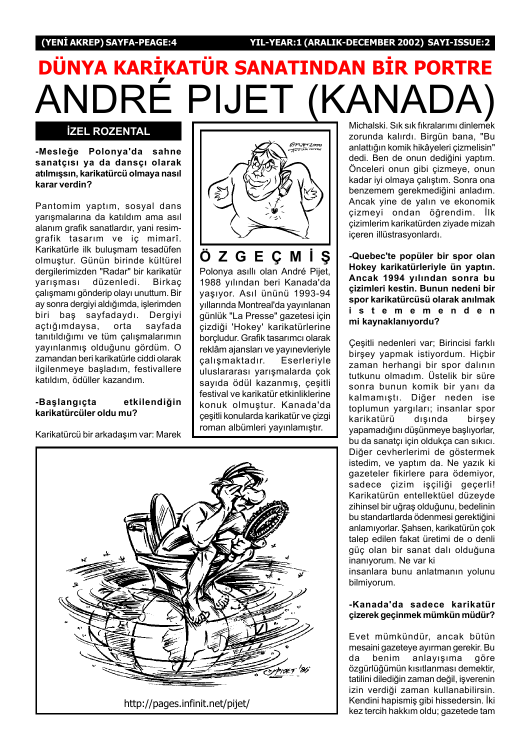# DÜNYA KARİKATÜR SANATINDAN BİR PORTRE

# ANDRÉ PIJET (KANADA)

**İZEL ROZENTAL**

**-Mesleğe Polonya'da sahne sanatçısı ya da dansçı olarak atılmışsın, karikatürcü olmaya nasıl karar verdin?**

Pantomim yaptım, sosyal dans yarışmalarına da katıldım ama asıl alanım grafik sanatlardır, yani resim-grafik tasarım ve iç mimarî. Karikatürle ilk buluşmam tesadüfen olmuştur. Günün birinde kültürel dergilerimizden "Radar" bir karikatür yarışması düzenledi. Birkaç çalışmamı gönderip olayı unuttum. Bir ay sonra dergiyi aldığımda, işlerimden biri baş sayfadaydı. Dergiyi açtığımdaysa, orta sayfada tanıtıldığımı ve tüm çalışmalarımın yayınlanmış olduğunu gördüm. O zamandan beri karikatürle ciddi olarak ilgilenmeye başladım, festivallere katıldım, ödüller kazandım.

**-Başlangıçta etkilendiğin karikatürcüler oldu mu?**

Karikatürcü bir arkadaşım var: Marek Michalski. Sık sık fıkralarımı dinlemek zorunda kalırdı. Birgün bana, "Bu anlattığın komik hikâyeleri çizmelisin" dedi. Ben de onun dediğini yaptım. Önceleri onun gibi çizmeye, onun kadar iyi olmaya çalıştım. Sonra ona benzemem gerekmediğini anladım. Ancak yine de yalın ve ekonomik çizmeyi ondan öğrendim. İlk çizimlerim karikatürden ziyade mizah içeren illüstrasyonlardı.

**-Quebec'te popüler bir spor olan Hokey karikatürleriyle ün yaptın. Ancak 1994 yılından sonra bu çizimleri kestin. Bunun nedeni bir spor karikatürcüsü olarak anılmak istememenden mi kaynaklanıyordu?**

Çeşitli nedenleri var; Birincisi farklı birşey yapmak istiyordum. Hiçbir zaman herhangi bir spor dalının tutkunu olmadım. Üstelik bir süre sonra bunun komik bir yanı da kalmamıştı. Diğer neden ise toplumun yargıları; insanlar spor karikatürü dışında birşey yapamadığını düşünmeye başlıyorlar, bu da sanatçı için oldukça can sıkıcı. Diğer cevherlerimi de göstermek istedim, ve yaptım da. Ne yazık ki gazeteler fikirlere para ödemiyor, sadece çizim işçiliği geçerli! Karikatürün entellektüel düzeyde zihinsel bir uğraş olduğunu, bedelinin bu standartlarda ödenmesi gerektiğini anlamıyorlar. Şahsen, karikatürün çok talep edilen fakat üretimi de o denli güç olan bir sanat dalı olduğuna inanıyorum. Ne var ki insanlara bunu anlatmanın yolunu bilmiyorum.

**-Kanada'da sadece karikatür çizerek geçinmek mümkün müdür?**

Evet mümkündür, ancak bütün mesaini gazeteye ayırman gerekir. Bu da benim anlayışıma göre özgürlüğümün kısıtlanması demektir, tatilini dilediğin zaman değil, işverenin izin verdiği zaman kullanabilirsin. Kendini hapismiş gibi hissedersin. İki kez tercih hakkım oldu; gazetede tam

**Ö Z G E Ç M İ Ş**

Polonya asıllı olan André Pijet, 1988 yılından beri Kanada'da yaşıyor. Asıl ününü 1993-94 yıllarında Montreal'da yayınlanan günlük "La Presse" gazetesi için çizdiği 'Hokey' karikatürlerine borçludur. Grafik tasarımcı olarak reklâm ajansları ve yayınevleriyle çalışmaktadır. Eserleriyle uluslararası yarışmalarda çok sayıda ödül kazanmış, çeşitli festival ve karikatür etkinliklerine konuk olmuştur. Kanada'da çeşitli konularda karikatür ve çizgi roman albümleri yayınlamıştır.

http://pages.infinit.net/pijet/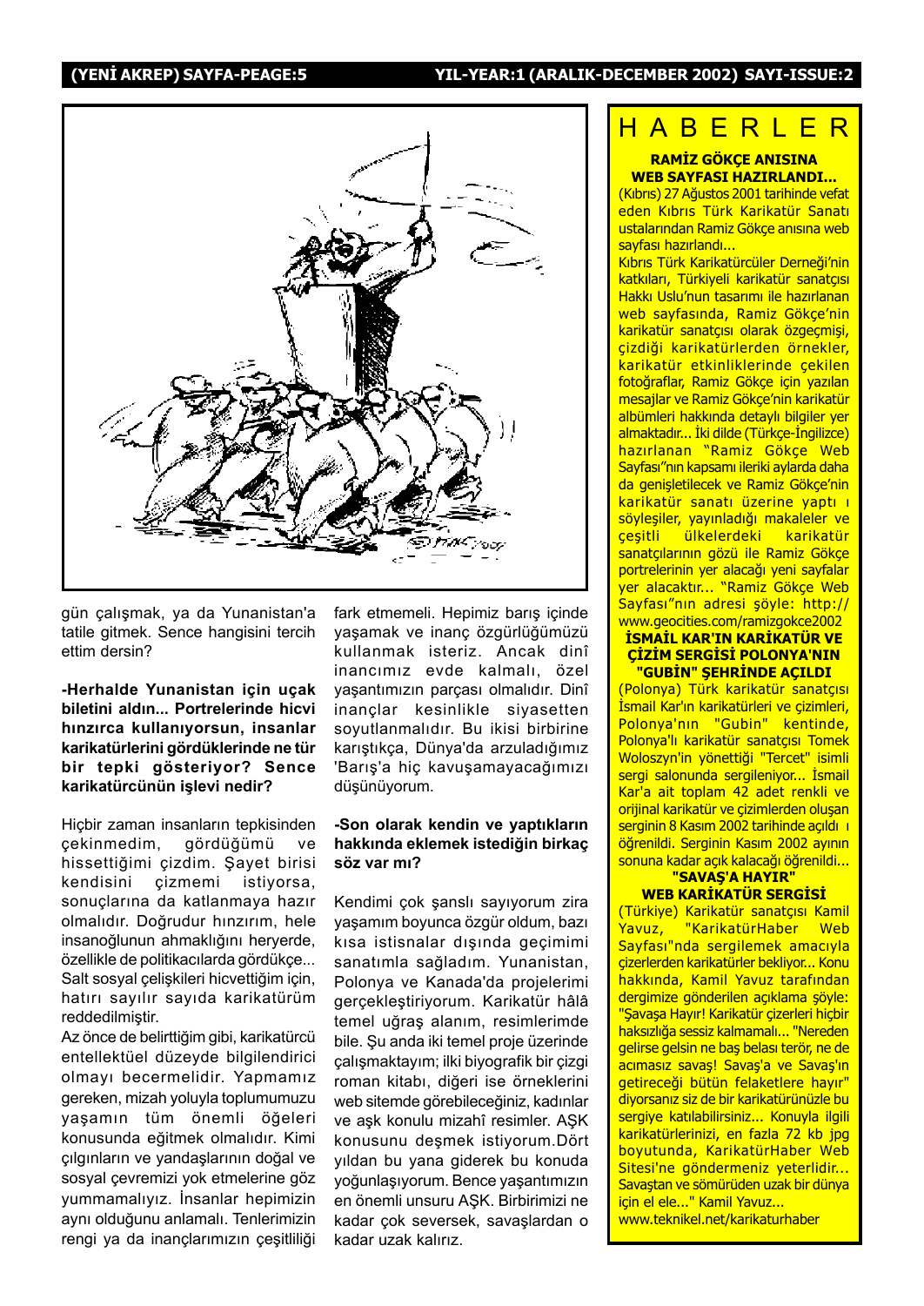gün çalışmak, ya da Yunanistan'a tatile gitmek. Sence hangisini tercih ettim dersin?

**-Herhalde Yunanistan için uçak biletini aldın... Portrelerinde hicvi hınzırca kullanıyorsun, insanlar karikatürlerini gördüklerinde ne tür bir tepki gösteriyor? Sence karikatürcünün işlevi nedir?**

Hiçbir zaman insanların tepkisinden çekinmedim, gördüğümü ve hissettiğimi çizdim. Şayet birisi kendisini çizmemi istiyorsa, sonuçlarına da katlanmaya hazır olmalıdır. Doğrudur hınzırım, hele insanoğlunun ahmaklığını heryerde, özellikle de politikacılarda gördükçe... Salt sosyal çelişkileri hicvettiğim için, hatırı sayılır sayıda karikatürüm reddedilmiştir.

Az önce de belirttiğim gibi, karikatürcü entellektüel düzeyde bilgilendirici olmayı becermelidir. Yapmamız gereken, mizah yoluyla toplumumuzu yaşamın tüm önemli öğeleri konusunda eğitmek olmalıdır. Kimi çılgınların ve yandaşlarının doğal ve sosyal çevremizi yok etmelerine göz yummamalıyız. İnsanlar hepimizin aynı olduğunu anlamalı. Tenlerimizin rengi ya da inançlarımızın çeşitliliği fark etmemeli. Hepimiz barış içinde yaşamak ve inanç özgürlüğümüzü kullanmak isteriz. Ancak dinî inancımız evde kalmalı, özel yaşantımızın parçası olmalıdır. Dinî inançlar kesinlikle siyasetten soyutlanmalıdır. Bu ikisi birbirine karıştıkça, Dünya'da arzuladığımız 'Barış'a hiç kavuşamayacağımızı düşünüyorum.

**-Son olarak kendin ve yaptıkların hakkında eklemek istediğin birkaç söz var mı?**

Kendimi çok şanslı sayıyorum zira yaşamım boyunca özgür oldum, bazı kısa istisnalar dışında geçimimi sanatımla sağladım. Yunanistan, Polonya ve Kanada'da projelerimi gerçekleştiriyorum. Karikatür hâlâ temel uğraş alanım, resimlerimde bile. Şu anda iki temel proje üzerinde çalışmaktayım; ilki biyografik bir çizgi roman kitabı, diğeri ise örneklerini web sitemde görebileceğiniz, kadınlar ve aşk konulu mizahî resimler. AŞK konusunu deşmek istiyorum.Dört yıldan bu yana giderek bu konuda yoğunlaşıyorum. Bence yaşantımızın en önemli unsuru AŞK. Birbirimizi ne kadar çok seversek, savaşlardan o kadar uzak kalırız.

# HABERLER

## RAMİZ GÖKÇE ANISINA WEB SAYFASI HAZIRLANDI...

(Kıbrıs) 27 Ağustos 2001 tarihinde vefat eden Kıbrıs Türk Karikatür Sanatı ustalarından Ramiz Gökçe anısına web sayfası hazırlandı...

Kıbrıs Türk Karikatürcüler Derneği'nin katkıları, Türkiyeli karikatür sanatçısı Hakkı Uslu'nun tasarımı ile hazırlanan web sayfasında, Ramiz Gökçe'nin karikatür sanatçısı olarak özgeçmişi, çizdiği karikatürlerden örnekler, karikatür etkinliklerinde çekilen fotoğraflar, Ramiz Gökçe için yazılan mesajlar ve Ramiz Gökçe'nin karikatür albümleri hakkında detaylı bilgiler yer almaktadır... İki dilde (Türkçe-İngilizce) hazırlanan "Ramiz Gökçe Web Sayfası"nın kapsamı ileriki aylarda daha da genişletilecek ve Ramiz Gökçe'nin karikatür sanatı üzerine yaptı ı söyleşiler, yayınladığı makaleler ve çeşitli ülkelerdeki karikatür sanatçılarının gözü ile Ramiz Gökçe portrelerinin yer alacağı yeni sayfalar yer alacaktır... "Ramiz Gökçe Web Sayfası"nın adresi şöyle: http://www.geocities.com/ramizgokce2002

## İSMAİL KAR'IN KARİKATÜR VE ÇİZİM SERGİSİ POLONYA'NIN "GUBİN" ŞEHRİNDE AÇILDI

(Polonya) Türk karikatür sanatçısı İsmail Kar'ın karikatürleri ve çizimleri, Polonya'nın "Gubin" kentinde, Polonya'lı karikatür sanatçısı Tomek Woloszyn'in yönettiği "Tercet" isimli sergi salonunda sergileniyor... İsmail Kar'a ait toplam 42 adet renkli ve orijinal karikatür ve çizimlerden oluşan serginin 8 Kasım 2002 tarihinde açıldı ı öğrenildi. Serginin Kasım 2002 ayının sonuna kadar açık kalacağı öğrenildi...

## "SAVAŞ'A HAYIR" WEB KARİKATÜR SERGİSİ

(Türkiye) Karikatür sanatçısı Kamil Yavuz, "KarikatürHaber Web Sayfası"nda sergilemek amacıyla çizerlerden karikatürler bekliyor... Konu hakkında, Kamil Yavuz tarafından dergimize gönderilen açıklama şöyle: "Şavaşa Hayır! Karikatür çizerleri hiçbir haksızlığa sessiz kalmamalı... "Nereden gelirse gelsin ne baş belası terör, ne de acımasız savaş! Savaş'a ve Savaş'ın getireceği bütün felaketlere hayır" diyorsanız siz de bir karikatürünüzle bu sergiye katılabilirsiniz... Konuyla ilgili karikatürlerinizi, en fazla 72 kb jpg boyutunda, KarikatürHaber Web Sitesi'ne göndermeniz yeterlidir... Savaştan ve sömürüden uzak bir dünya için el ele..." Kamil Yavuz...
www.teknikel.net/karikaturhaber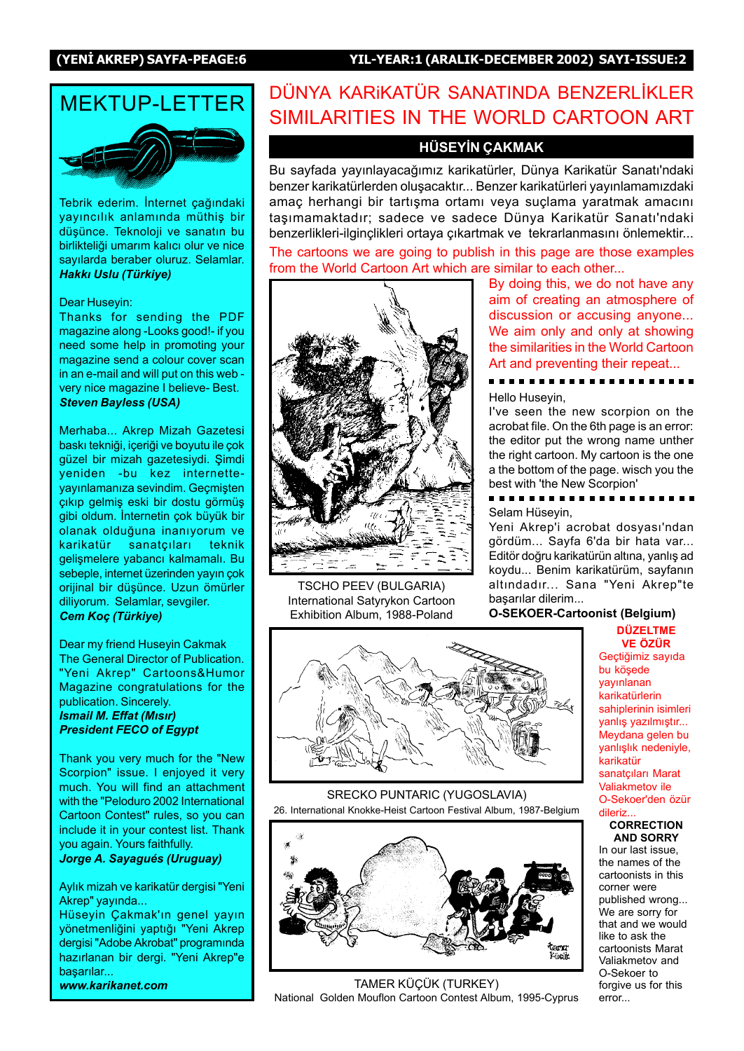# MEKTUP-LETTER

Tebrik ederim. İnternet çağındaki yayıncılık anlamında müthiş bir düşünce. Teknoloji ve sanatın bu birlikteliği umarım kalıcı olur ve nice sayılarda beraber oluruz. Selamlar.
***Hakkı Uslu (Türkiye)***

Dear Huseyin:
Thanks for sending the PDF magazine along -Looks good!- if you need some help in promoting your magazine send a colour cover scan in an e-mail and will put on this web - very nice magazine I believe- Best.
***Steven Bayless (USA)***

Merhaba... Akrep Mizah Gazetesi baskı tekniği, içeriği ve boyutu ile çok güzel bir mizah gazetesiydi. Şimdi yeniden -bu kez internette- yayınlamanıza sevindim. Geçmişten çıkıp gelmiş eski bir dostu görmüş gibi oldum. İnternetin çok büyük bir olanak olduğuna inanıyorum ve karikatür sanatçıları teknik gelişmelere yabancı kalmamalı. Bu sebeple, internet üzerinden yayın çok orijinal bir düşünce. Uzun ömürler diliyorum. Selamlar, sevgiler.
***Cem Koç (Türkiye)***

Dear my friend Huseyin Cakmak
The General Director of Publication. "Yeni Akrep" Cartoons&Humor Magazine congratulations for the publication. Sincerely.
***Ismail M. Effat (Mısır)***
***President FECO of Egypt***

Thank you very much for the "New Scorpion" issue. I enjoyed it very much. You will find an attachment with the "Peloduro 2002 International Cartoon Contest" rules, so you can include it in your contest list. Thank you again. Yours faithfully.
***Jorge A. Sayagués (Uruguay)***

Aylık mizah ve karikatür dergisi "Yeni Akrep" yayında...
Hüseyin Çakmak'ın genel yayın yönetmenliğini yaptığı "Yeni Akrep dergisi "Adobe Akrobat" programında hazırlanan bir dergi. "Yeni Akrep"e başarılar...
***www.karikanet.com***

# DÜNYA KARiKATÜR SANATINDA BENZERLİKLER
# SIMILARITIES IN THE WORLD CARTOON ART

## HÜSEYİN ÇAKMAK

Bu sayfada yayınlayacağımız karikatürler, Dünya Karikatür Sanatı'ndaki benzer karikatürlerden oluşacaktır... Benzer karikatürleri yayınlamamızdaki amaç herhangi bir tartışma ortamı veya suçlama yaratmak amacını taşımamaktadır; sadece ve sadece Dünya Karikatür Sanatı'ndaki benzerlikleri-ilginçlikleri ortaya çıkartmak ve tekrarlanmasını önlemektir...

The cartoons we are going to publish in this page are those examples from the World Cartoon Art which are similar to each other... By doing this, we do not have any aim of creating an atmosphere of discussion or accusing anyone... We aim only and only at showing the similarities in the World Cartoon Art and preventing their repeat...

TSCHO PEEV (BULGARIA)
International Satyrykon Cartoon Exhibition Album, 1988-Poland

Hello Huseyin,
I've seen the new scorpion on the acrobat file. On the 6th page is an error: the editor put the wrong name unther the right cartoon. My cartoon is the one a the bottom of the page. wisch you the best with 'the New Scorpion'

Selam Hüseyin,
Yeni Akrep'i acrobat dosyası'ndan gördüm... Sayfa 6'da bir hata var... Editör doğru karikatürün altına, yanlış ad koydu... Benim karikatürüm, sayfanın altındadır... Sana "Yeni Akrep"te başarılar dilerim...
**O-SEKOER-Cartoonist (Belgium)**

SRECKO PUNTARIC (YUGOSLAVIA)
26. International Knokke-Heist Cartoon Festival Album, 1987-Belgium

TAMER KÜÇÜK (TURKEY)
National Golden Mouflon Cartoon Contest Album, 1995-Cyprus

**DÜZELTME VE ÖZÜR**
Geçtiğimiz sayıda bu köşede yayınlanan karikatürlerin sahiplerinin isimleri yanlış yazılmıştır... Meydana gelen bu yanlışlık nedeniyle, karikatür sanatçıları Marat Valiakmetov ile O-Sekoer'den özür dileriz...

**CORRECTION AND SORRY**
In our last issue, the names of the cartoonists in this corner were published wrong... We are sorry for that and we would like to ask the cartoonists Marat Valiakmetov and O-Sekoer to forgive us for this error...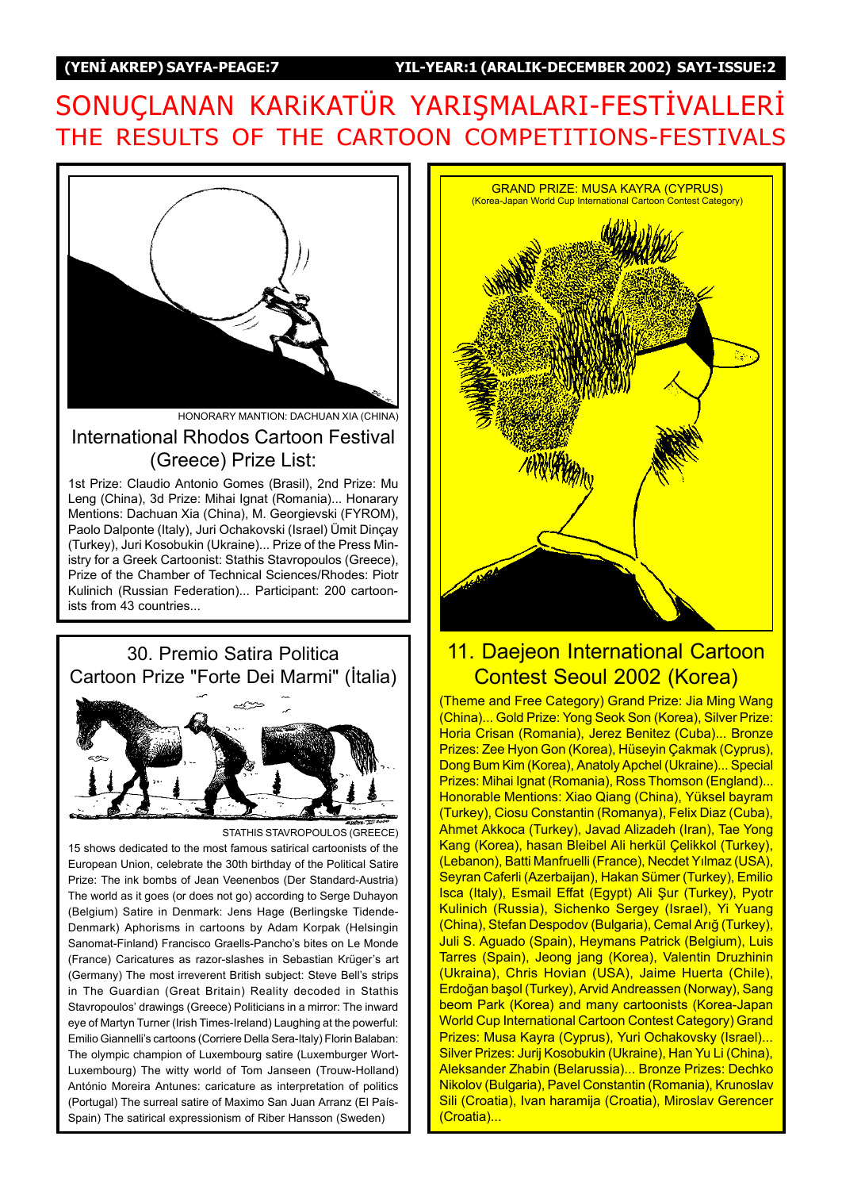# SONUÇLANAN KARiKATÜR YARIŞMALARI-FESTİVALLERİ
# THE RESULTS OF THE CARTOON COMPETITIONS-FESTIVALS

HONORARY MANTION: DACHUAN XIA (CHINA)

## International Rhodos Cartoon Festival (Greece) Prize List:

1st Prize: Claudio Antonio Gomes (Brasil), 2nd Prize: Mu Leng (China), 3d Prize: Mihai Ignat (Romania)... Honarary Mentions: Dachuan Xia (China), M. Georgievski (FYROM), Paolo Dalponte (Italy), Juri Ochakovski (Israel) Ümit Dinçay (Turkey), Juri Kosobukin (Ukraine)... Prize of the Press Ministry for a Greek Cartoonist: Stathis Stavropoulos (Greece), Prize of the Chamber of Technical Sciences/Rhodes: Piotr Kulinich (Russian Federation)... Participant: 200 cartoonists from 43 countries...

## 30. Premio Satira Politica Cartoon Prize "Forte Dei Marmi" (İtalia)

STATHIS STAVROPOULOS (GREECE)

15 shows dedicated to the most famous satirical cartoonists of the European Union, celebrate the 30th birthday of the Political Satire Prize: The ink bombs of Jean Veenenbos (Der Standard-Austria) The world as it goes (or does not go) according to Serge Duhayon (Belgium) Satire in Denmark: Jens Hage (Berlingske Tidende-Denmark) Aphorisms in cartoons by Adam Korpak (Helsingin Sanomat-Finland) Francisco Graells-Pancho's bites on Le Monde (France) Caricatures as razor-slashes in Sebastian Krüger's art (Germany) The most irreverent British subject: Steve Bell's strips in The Guardian (Great Britain) Reality decoded in Stathis Stavropoulos' drawings (Greece) Politicians in a mirror: The inward eye of Martyn Turner (Irish Times-Ireland) Laughing at the powerful: Emilio Giannelli's cartoons (Corriere Della Sera-Italy) Florin Balaban: The olympic champion of Luxembourg satire (Luxemburger Wort-Luxembourg) The witty world of Tom Janseen (Trouw-Holland) António Moreira Antunes: caricature as interpretation of politics (Portugal) The surreal satire of Maximo San Juan Arranz (El País-Spain) The satirical expressionism of Riber Hansson (Sweden)

GRAND PRIZE: MUSA KAYRA (CYPRUS)
(Korea-Japan World Cup International Cartoon Contest Category)

## 11. Daejeon International Cartoon Contest Seoul 2002 (Korea)

(Theme and Free Category) Grand Prize: Jia Ming Wang (China)... Gold Prize: Yong Seok Son (Korea), Silver Prize: Horia Crisan (Romania), Jerez Benitez (Cuba)... Bronze Prizes: Zee Hyon Gon (Korea), Hüseyin Çakmak (Cyprus), Dong Bum Kim (Korea), Anatoly Apchel (Ukraine)... Special Prizes: Mihai Ignat (Romania), Ross Thomson (England)... Honorable Mentions: Xiao Qiang (China), Yüksel bayram (Turkey), Ciosu Constantin (Romanya), Felix Diaz (Cuba), Ahmet Akkoca (Turkey), Javad Alizadeh (Iran), Tae Yong Kang (Korea), hasan Bleibel Ali herkül Çelikkol (Turkey), (Lebanon), Batti Manfruelli (France), Necdet Yılmaz (USA), Seyran Caferli (Azerbaijan), Hakan Sümer (Turkey), Emilio Isca (Italy), Esmail Effat (Egypt) Ali Şur (Turkey), Pyotr Kulinich (Russia), Sichenko Sergey (Israel), Yi Yuang (China), Stefan Despodov (Bulgaria), Cemal Arığ (Turkey), Juli S. Aguado (Spain), Heymans Patrick (Belgium), Luis Tarres (Spain), Jeong jang (Korea), Valentin Druzhinin (Ukraina), Chris Hovian (USA), Jaime Huerta (Chile), Erdoğan başol (Turkey), Arvid Andreassen (Norway), Sang beom Park (Korea) and many cartoonists (Korea-Japan World Cup International Cartoon Contest Category) Grand Prizes: Musa Kayra (Cyprus), Yuri Ochakovsky (Israel)... Silver Prizes: Jurij Kosobukin (Ukraine), Han Yu Li (China), Aleksander Zhabin (Belarussia)... Bronze Prizes: Dechko Nikolov (Bulgaria), Pavel Constantin (Romania), Krunoslav Sili (Croatia), Ivan haramija (Croatia), Miroslav Gerencer (Croatia)...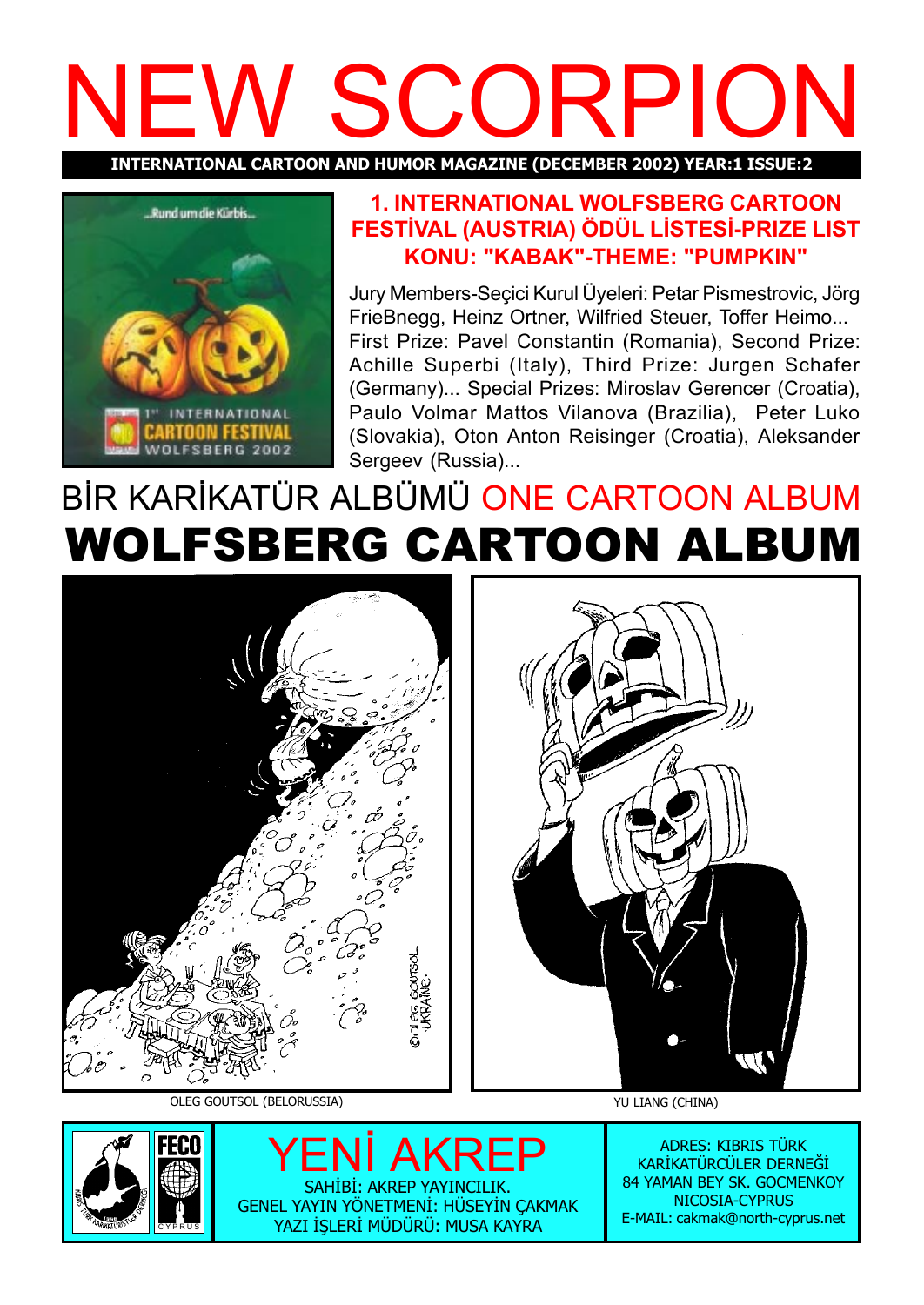# NEW SCORPION

**INTERNATIONAL CARTOON AND HUMOR MAGAZINE (DECEMBER 2002) YEAR:1 ISSUE:2**

## 1. INTERNATIONAL WOLFSBERG CARTOON FESTİVAL (AUSTRIA) ÖDÜL LİSTESİ-PRIZE LIST KONU: "KABAK"-THEME: "PUMPKIN"

Jury Members-Seçici Kurul Üyeleri: Petar Pismestrovic, Jörg FrieBnegg, Heinz Ortner, Wilfried Steuer, Toffer Heimo... First Prize: Pavel Constantin (Romania), Second Prize: Achille Superbi (Italy), Third Prize: Jurgen Schafer (Germany)... Special Prizes: Miroslav Gerencer (Croatia), Paulo Volmar Mattos Vilanova (Brazilia), Peter Luko (Slovakia), Oton Anton Reisinger (Croatia), Aleksander Sergeev (Russia)...

## BİR KARİKATÜR ALBÜMÜ ONE CARTOON ALBUM

# WOLFSBERG CARTOON ALBUM

OLEG GOUTSOL (BELORUSSIA)

YU LIANG (CHINA)

## YENİ AKREP

SAHİBİ: AKREP YAYINCILIK.
GENEL YAYIN YÖNETMENİ: HÜSEYİN ÇAKMAK
YAZI İŞLERİ MÜDÜRÜ: MUSA KAYRA

ADRES: KIBRIS TÜRK KARİKATÜRCÜLER DERNEĞİ
84 YAMAN BEY SK. GOCMENKOY
NICOSIA-CYPRUS
E-MAIL: cakmak@north-cyprus.net